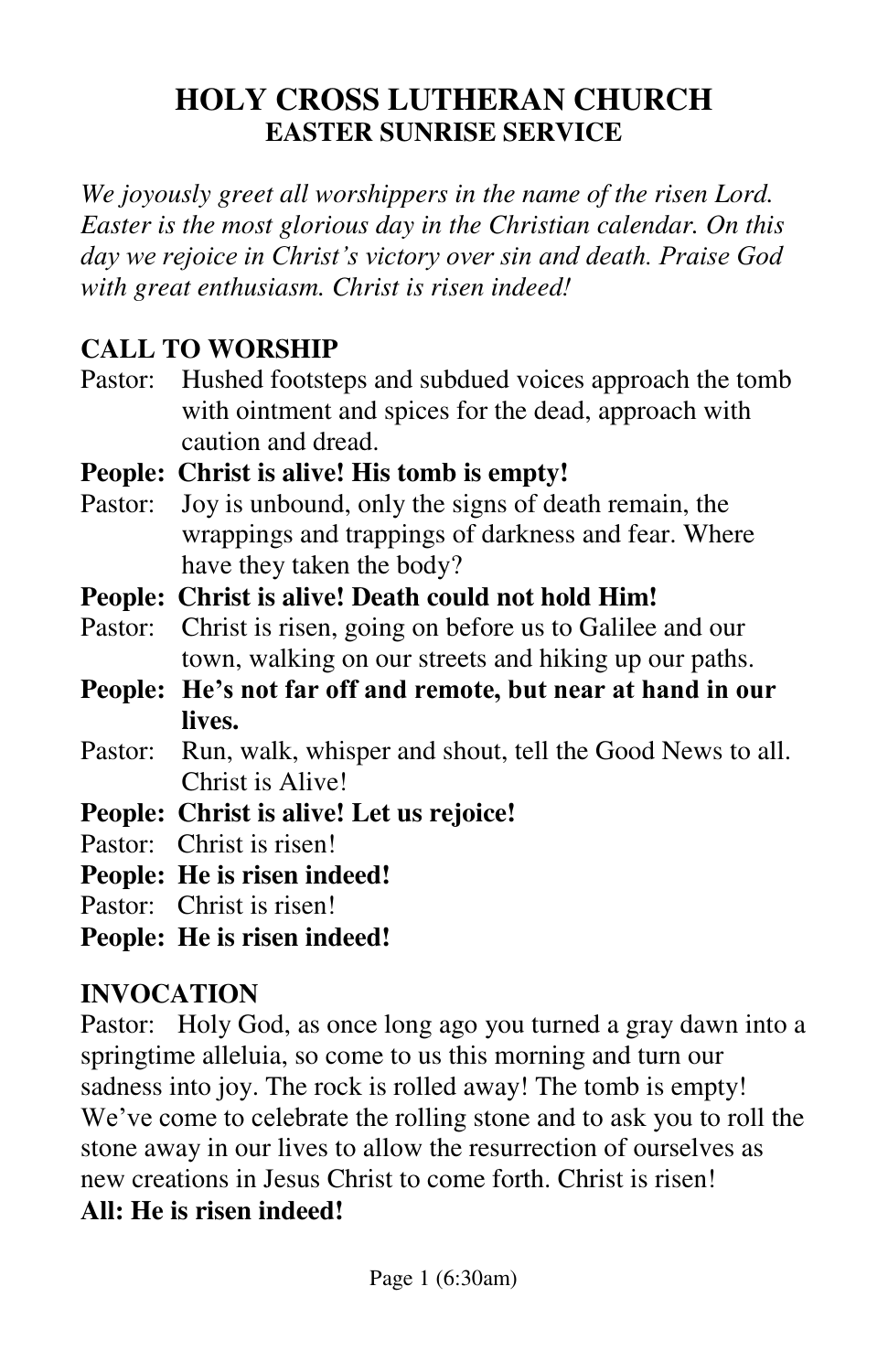# HOLY CROSS LUTHERAN CHURCH
## EASTER SUNRISE SERVICE

*We joyously greet all worshippers in the name of the risen Lord. Easter is the most glorious day in the Christian calendar. On this day we rejoice in Christ's victory over sin and death. Praise God with great enthusiasm. Christ is risen indeed!*

### CALL TO WORSHIP

Pastor: Hushed footsteps and subdued voices approach the tomb with ointment and spices for the dead, approach with caution and dread.

**People: Christ is alive! His tomb is empty!**

Pastor: Joy is unbound, only the signs of death remain, the wrappings and trappings of darkness and fear. Where have they taken the body?

**People: Christ is alive! Death could not hold Him!**

Pastor: Christ is risen, going on before us to Galilee and our town, walking on our streets and hiking up our paths.

**People: He's not far off and remote, but near at hand in our lives.**

Pastor: Run, walk, whisper and shout, tell the Good News to all. Christ is Alive!

**People: Christ is alive! Let us rejoice!**

Pastor: Christ is risen!

**People: He is risen indeed!**

Pastor: Christ is risen!

**People: He is risen indeed!**

### INVOCATION

Pastor: Holy God, as once long ago you turned a gray dawn into a springtime alleluia, so come to us this morning and turn our sadness into joy. The rock is rolled away! The tomb is empty! We've come to celebrate the rolling stone and to ask you to roll the stone away in our lives to allow the resurrection of ourselves as new creations in Jesus Christ to come forth. Christ is risen!

**All: He is risen indeed!**

Page 1 (6:30am)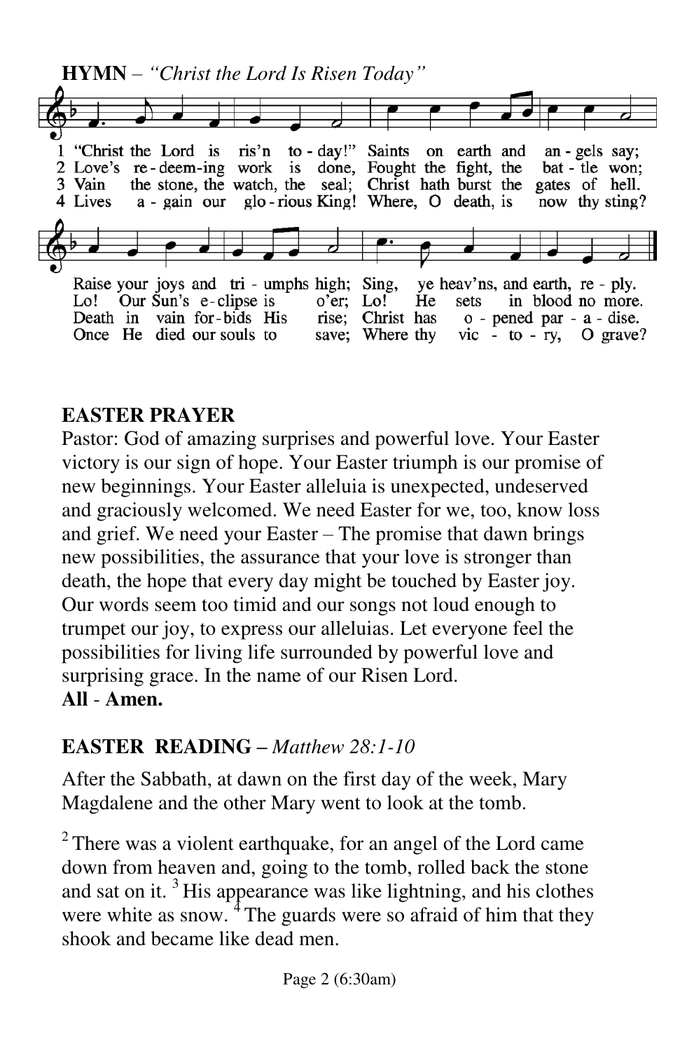**HYMN** – *"Christ the Lord Is Risen Today"*

1 "Christ the Lord is ris'n to-day!" Saints on earth and an-gels say;
Raise your joys and tri-umphs high; Sing, ye heav'ns, and earth, re-ply.

2 Love's re-deem-ing work is done, Fought the fight, the bat-tle won;
Lo! Our Sun's e-clipse is o'er; Lo! He sets in blood no more.

3 Vain the stone, the watch, the seal; Christ hath burst the gates of hell.
Death in vain for-bids His rise; Christ has o-pened par-a-dise.

4 Lives a-gain our glo-rious King! Where, O death, is now thy sting?
Once He died our souls to save; Where thy vic-to-ry, O grave?

**EASTER PRAYER**

Pastor: God of amazing surprises and powerful love. Your Easter victory is our sign of hope. Your Easter triumph is our promise of new beginnings. Your Easter alleluia is unexpected, undeserved and graciously welcomed. We need Easter for we, too, know loss and grief. We need your Easter – The promise that dawn brings new possibilities, the assurance that your love is stronger than death, the hope that every day might be touched by Easter joy. Our words seem too timid and our songs not loud enough to trumpet our joy, to express our alleluias. Let everyone feel the possibilities for living life surrounded by powerful love and surprising grace. In the name of our Risen Lord.

**All** - **Amen.**

**EASTER READING** – *Matthew 28:1-10*

After the Sabbath, at dawn on the first day of the week, Mary Magdalene and the other Mary went to look at the tomb.

[2] There was a violent earthquake, for an angel of the Lord came down from heaven and, going to the tomb, rolled back the stone and sat on it. [3] His appearance was like lightning, and his clothes were white as snow. [4] The guards were so afraid of him that they shook and became like dead men.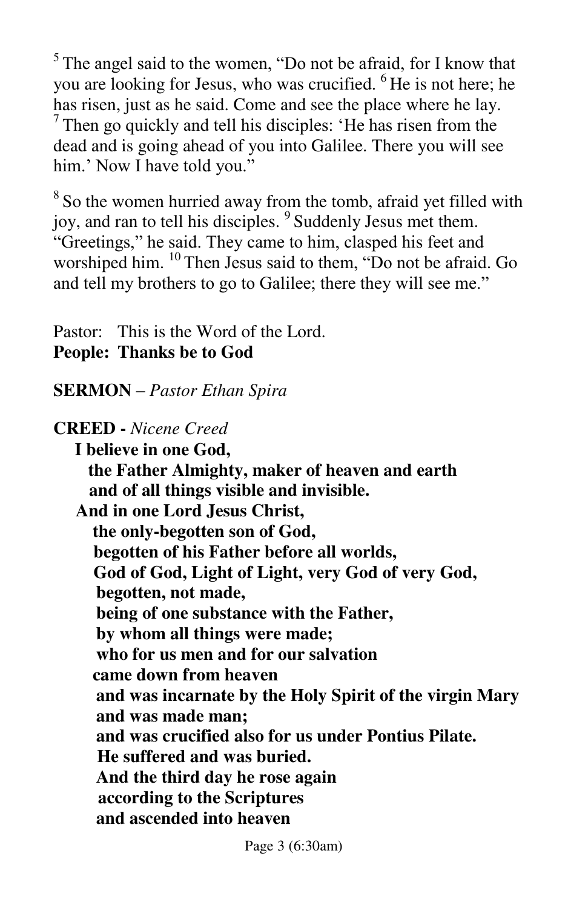[5] The angel said to the women, "Do not be afraid, for I know that you are looking for Jesus, who was crucified. [6] He is not here; he has risen, just as he said. Come and see the place where he lay. [7] Then go quickly and tell his disciples: 'He has risen from the dead and is going ahead of you into Galilee. There you will see him.' Now I have told you."

[8] So the women hurried away from the tomb, afraid yet filled with joy, and ran to tell his disciples. [9] Suddenly Jesus met them. "Greetings," he said. They came to him, clasped his feet and worshiped him. [10] Then Jesus said to them, "Do not be afraid. Go and tell my brothers to go to Galilee; there they will see me."

Pastor: This is the Word of the Lord.
**People: Thanks be to God**

**SERMON –** *Pastor Ethan Spira*

**CREED -** *Nicene Creed*

**I believe in one God,**
**the Father Almighty, maker of heaven and earth**
**and of all things visible and invisible.**
**And in one Lord Jesus Christ,**
**the only-begotten son of God,**
**begotten of his Father before all worlds,**
**God of God, Light of Light, very God of very God,**
**begotten, not made,**
**being of one substance with the Father,**
**by whom all things were made;**
**who for us men and for our salvation**
**came down from heaven**
**and was incarnate by the Holy Spirit of the virgin Mary**
**and was made man;**
**and was crucified also for us under Pontius Pilate.**
**He suffered and was buried.**
**And the third day he rose again**
**according to the Scriptures**
**and ascended into heaven**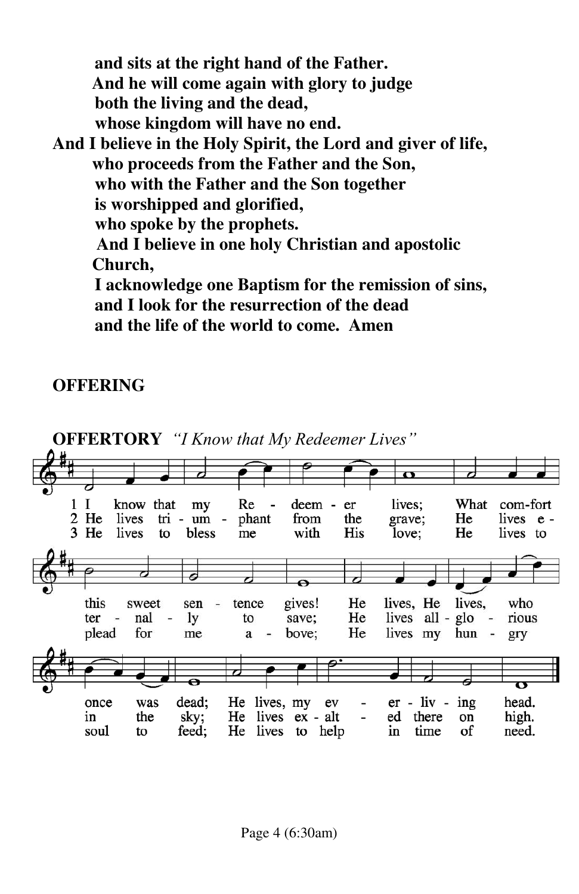**and sits at the right hand of the Father.**
**And he will come again with glory to judge**
**both the living and the dead,**
**whose kingdom will have no end.**
**And I believe in the Holy Spirit, the Lord and giver of life,**
**who proceeds from the Father and the Son,**
**who with the Father and the Son together**
**is worshipped and glorified,**
**who spoke by the prophets.**
**And I believe in one holy Christian and apostolic Church,**
**I acknowledge one Baptism for the remission of sins,**
**and I look for the resurrection of the dead**
**and the life of the world to come. Amen**

**OFFERING**

**OFFERTORY** *"I Know that My Redeemer Lives"*

1 I know that my Redeemer lives; What comfort this sweet sentence gives! He lives, He lives, who once was dead; He lives, my ever-living head.

2 He lives triumphant from the grave; He lives eternally to save; He lives all-glorious in the sky; He lives exalted there on high.

3 He lives to bless me with His love; He lives to plead for me above; He lives my hungry soul to feed; He lives to help in time of need.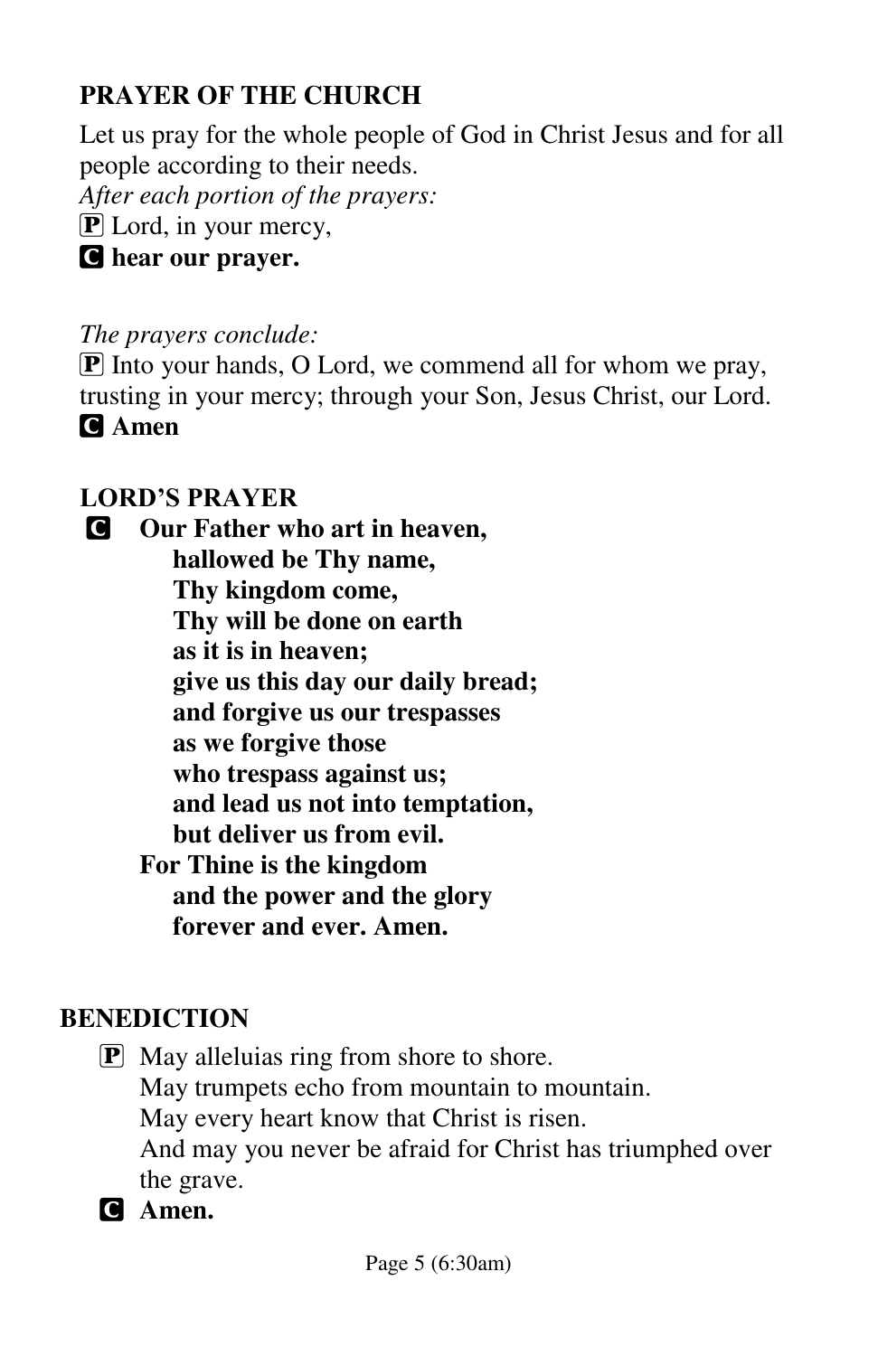## PRAYER OF THE CHURCH

Let us pray for the whole people of God in Christ Jesus and for all people according to their needs.

*After each portion of the prayers:*

P Lord, in your mercy,

C **hear our prayer.**

*The prayers conclude:*

P Into your hands, O Lord, we commend all for whom we pray, trusting in your mercy; through your Son, Jesus Christ, our Lord.

C **Amen**

## LORD'S PRAYER

C **Our Father who art in heaven,**
**hallowed be Thy name,**
**Thy kingdom come,**
**Thy will be done on earth**
**as it is in heaven;**
**give us this day our daily bread;**
**and forgive us our trespasses**
**as we forgive those**
**who trespass against us;**
**and lead us not into temptation,**
**but deliver us from evil.**
**For Thine is the kingdom**
**and the power and the glory**
**forever and ever. Amen.**

## BENEDICTION

P May alleluias ring from shore to shore.
May trumpets echo from mountain to mountain.
May every heart know that Christ is risen.
And may you never be afraid for Christ has triumphed over the grave.

C **Amen.**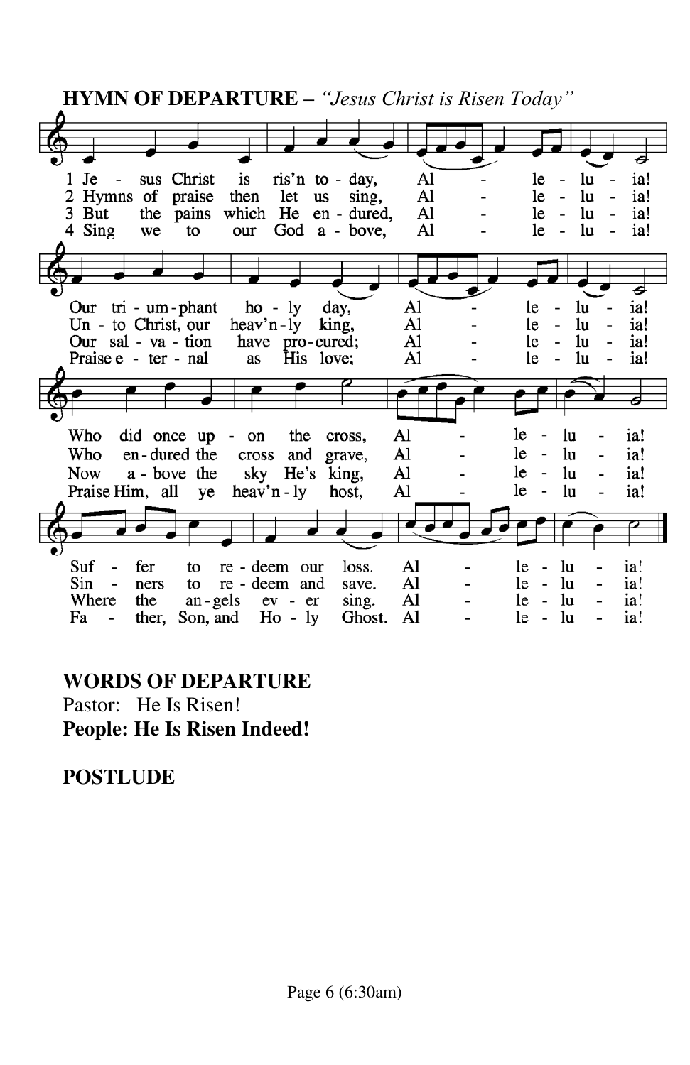**HYMN OF DEPARTURE –** *"Jesus Christ is Risen Today"*

1 Je - sus Christ is ris'n to - day, Al - le - lu - ia!
Our tri - um - phant ho - ly day, Al - le - lu - ia!
Who did once up - on the cross, Al - le - lu - ia!
Suf - fer to re - deem our loss. Al - le - lu - ia!

2 Hymns of praise then let us sing, Al - le - lu - ia!
Un - to Christ, our heav'n - ly king, Al - le - lu - ia!
Who en - dured the cross and grave, Al - le - lu - ia!
Sin - ners to re - deem and save. Al - le - lu - ia!

3 But the pains which He en - dured, Al - le - lu - ia!
Our sal - va - tion have pro - cured; Al - le - lu - ia!
Now a - bove the sky He's king, Al - le - lu - ia!
Where the an - gels ev - er sing. Al - le - lu - ia!

4 Sing we to our God a - bove, Al - le - lu - ia!
Praise e - ter - nal as His love; Al - le - lu - ia!
Praise Him, all ye heav'n - ly host, Al - le - lu - ia!
Fa - ther, Son, and Ho - ly Ghost. Al - le - lu - ia!

**WORDS OF DEPARTURE**

Pastor: He Is Risen!

**People: He Is Risen Indeed!**

**POSTLUDE**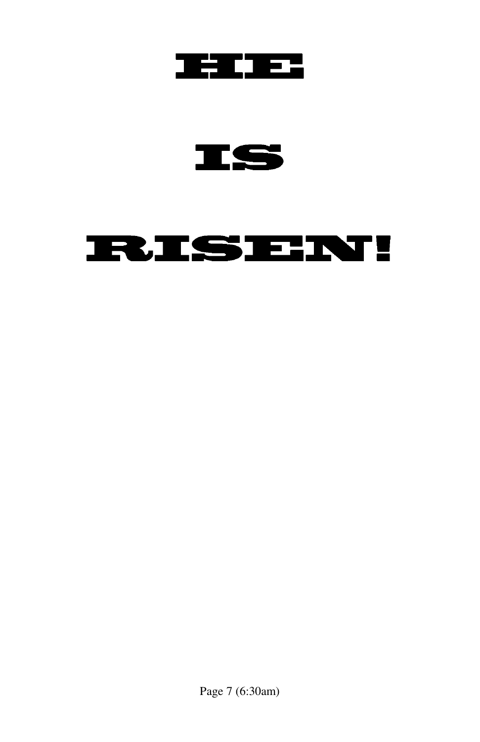# HE

# IS

# RISEN!